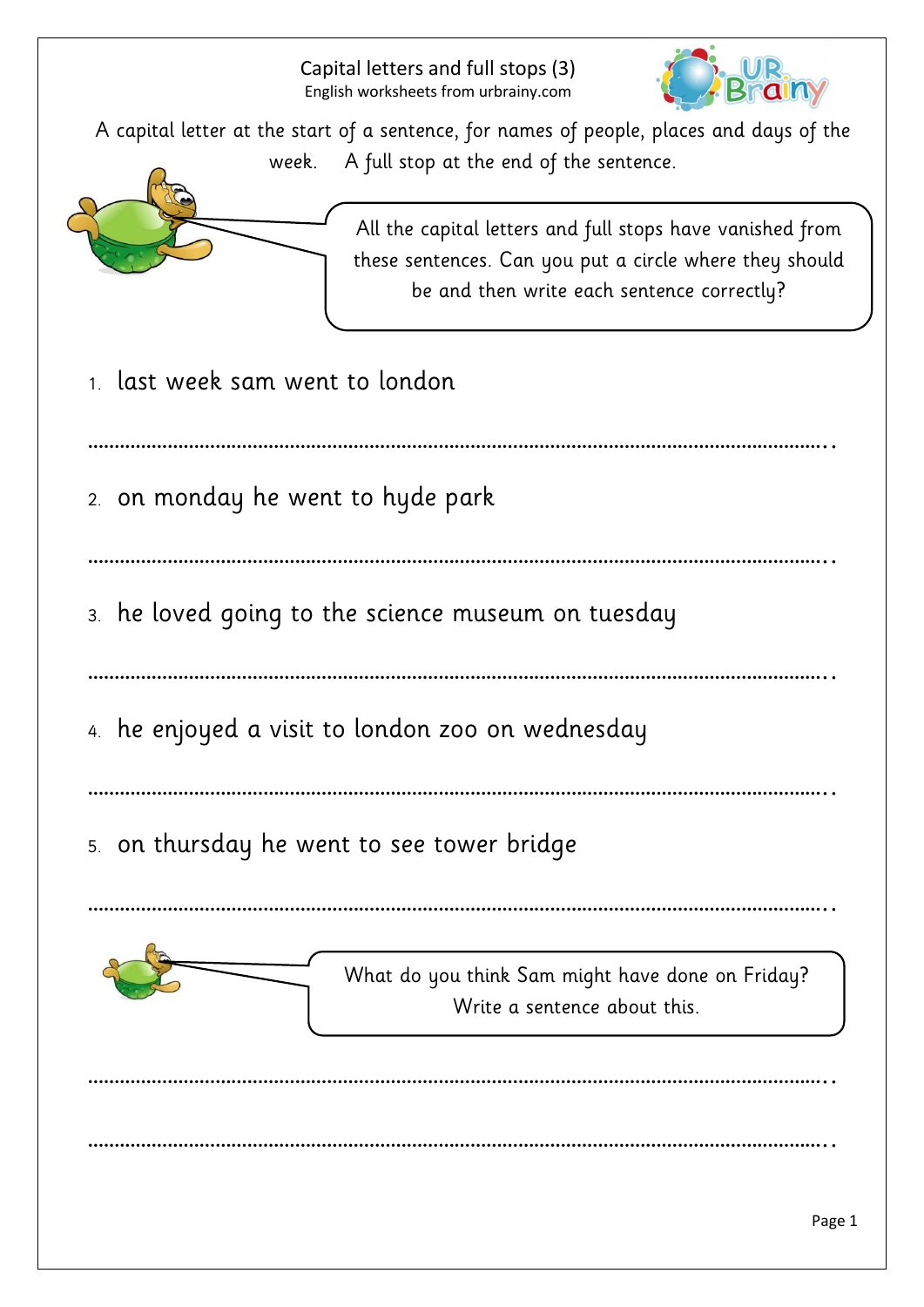# Capital letters and full stops (3)

English worksheets from urbrainy.com

A capital letter at the start of a sentence, for names of people, places and days of the week. A full stop at the end of the sentence.

All the capital letters and full stops have vanished from these sentences. Can you put a circle where they should be and then write each sentence correctly?

1. last week sam went to london

……………………………………………………………………………………………………………………

2. on monday he went to hyde park

……………………………………………………………………………………………………………………

3. he loved going to the science museum on tuesday

……………………………………………………………………………………………………………………

4. he enjoyed a visit to london zoo on wednesday

……………………………………………………………………………………………………………………

5. on thursday he went to see tower bridge

……………………………………………………………………………………………………………………

What do you think Sam might have done on Friday? Write a sentence about this.

……………………………………………………………………………………………………………………

……………………………………………………………………………………………………………………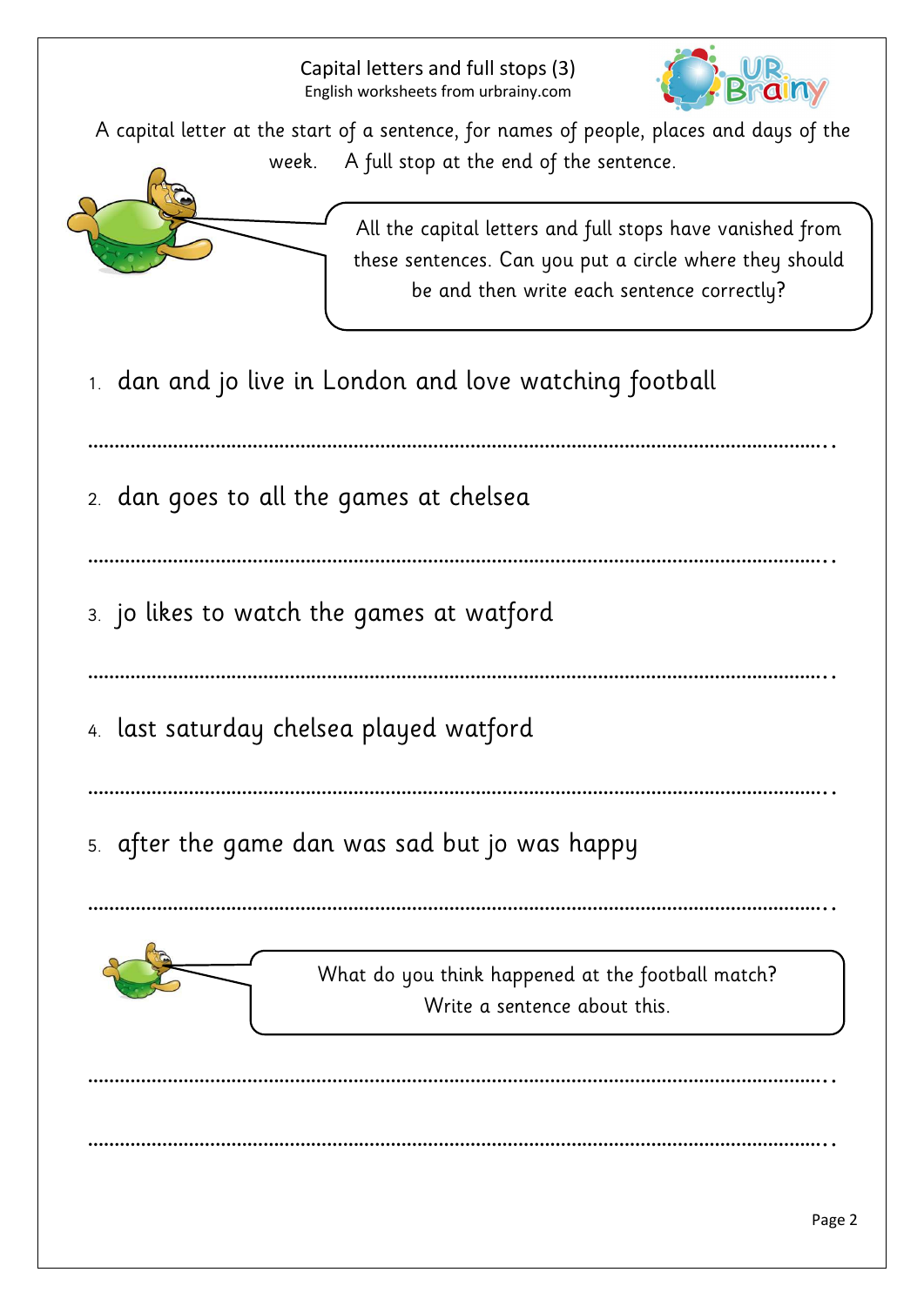# Capital letters and full stops (3)

English worksheets from urbrainy.com

A capital letter at the start of a sentence, for names of people, places and days of the week. A full stop at the end of the sentence.

All the capital letters and full stops have vanished from these sentences. Can you put a circle where they should be and then write each sentence correctly?

1. dan and jo live in London and love watching football

............................................................................................................................................

2. dan goes to all the games at chelsea

............................................................................................................................................

3. jo likes to watch the games at watford

............................................................................................................................................

4. last saturday chelsea played watford

............................................................................................................................................

5. after the game dan was sad but jo was happy

............................................................................................................................................

What do you think happened at the football match? Write a sentence about this.

............................................................................................................................................

............................................................................................................................................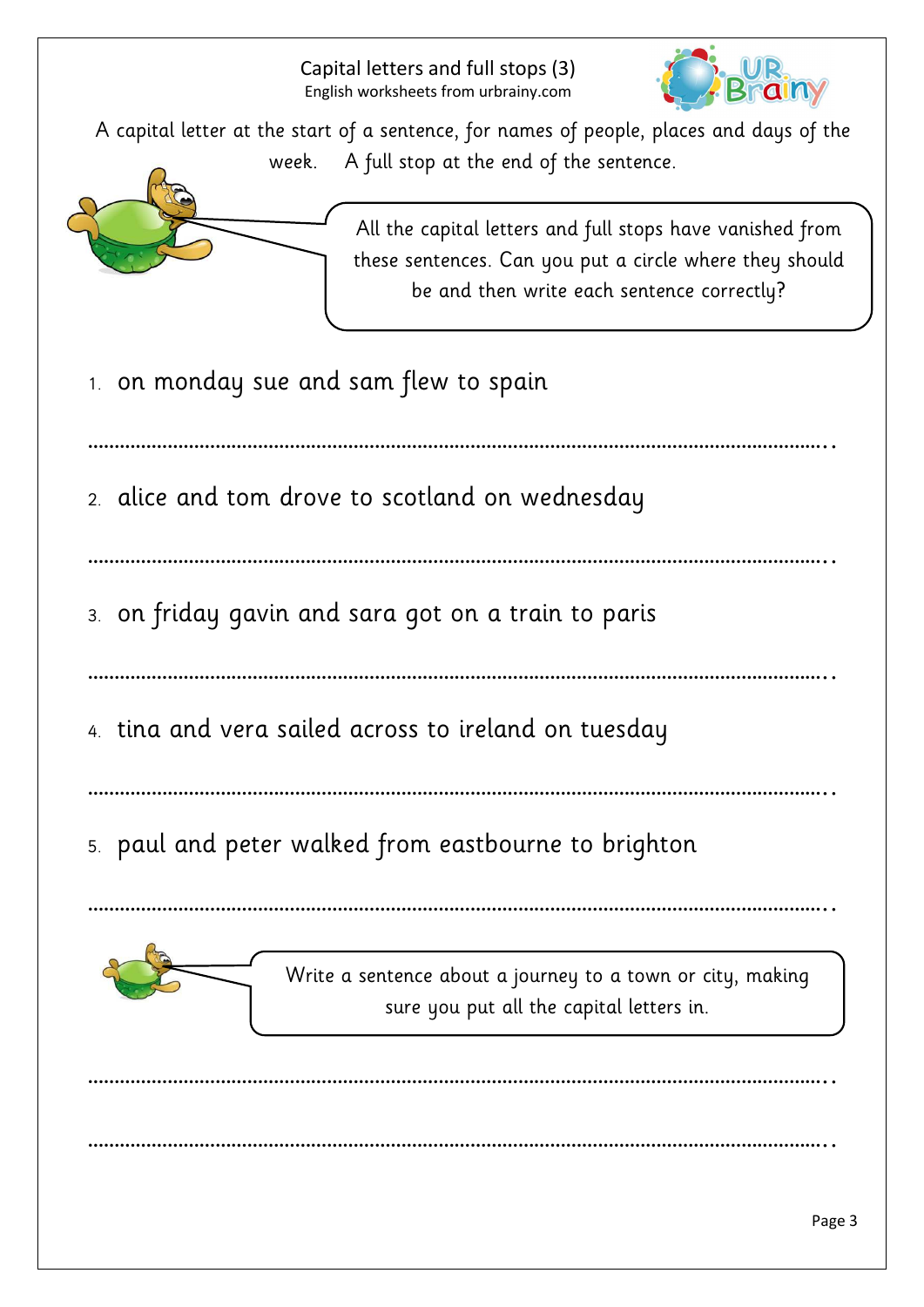# Capital letters and full stops (3)

English worksheets from urbrainy.com

A capital letter at the start of a sentence, for names of people, places and days of the week. A full stop at the end of the sentence.

All the capital letters and full stops have vanished from these sentences. Can you put a circle where they should be and then write each sentence correctly?

1. on monday sue and sam flew to spain

……………………………………………………………………………………………………

2. alice and tom drove to scotland on wednesday

……………………………………………………………………………………………………

3. on friday gavin and sara got on a train to paris

……………………………………………………………………………………………………

4. tina and vera sailed across to ireland on tuesday

……………………………………………………………………………………………………

5. paul and peter walked from eastbourne to brighton

……………………………………………………………………………………………………

Write a sentence about a journey to a town or city, making sure you put all the capital letters in.

……………………………………………………………………………………………………

……………………………………………………………………………………………………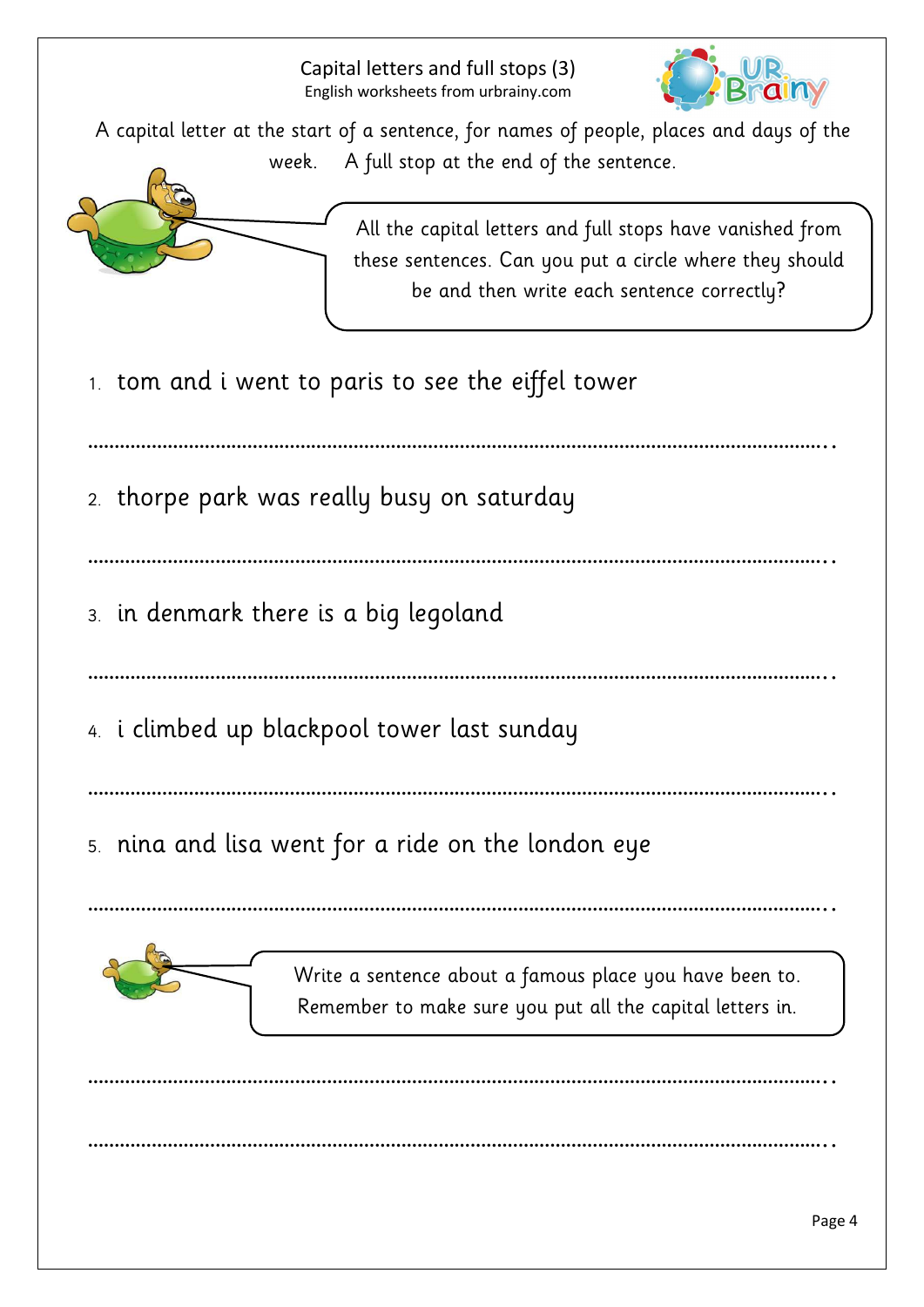# Capital letters and full stops (3)

English worksheets from urbrainy.com

A capital letter at the start of a sentence, for names of people, places and days of the week. A full stop at the end of the sentence.

All the capital letters and full stops have vanished from these sentences. Can you put a circle where they should be and then write each sentence correctly?

1. tom and i went to paris to see the eiffel tower

..................................................................................................................................

2. thorpe park was really busy on saturday

..................................................................................................................................

3. in denmark there is a big legoland

..................................................................................................................................

4. i climbed up blackpool tower last sunday

..................................................................................................................................

5. nina and lisa went for a ride on the london eye

..................................................................................................................................

Write a sentence about a famous place you have been to. Remember to make sure you put all the capital letters in.

..................................................................................................................................

..................................................................................................................................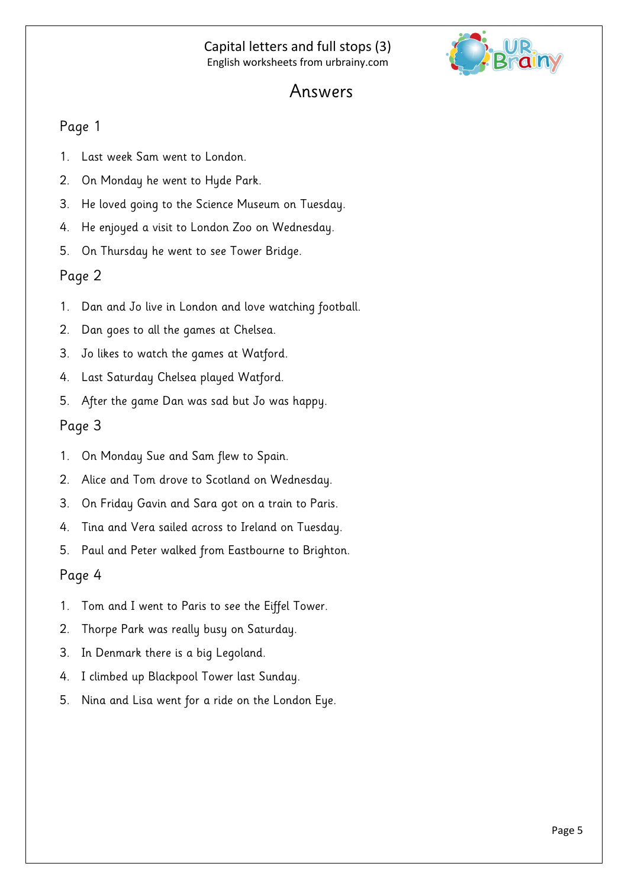# Capital letters and full stops (3)

English worksheets from urbrainy.com

## Answers

### Page 1

1. Last week Sam went to London.
2. On Monday he went to Hyde Park.
3. He loved going to the Science Museum on Tuesday.
4. He enjoyed a visit to London Zoo on Wednesday.
5. On Thursday he went to see Tower Bridge.

### Page 2

1. Dan and Jo live in London and love watching football.
2. Dan goes to all the games at Chelsea.
3. Jo likes to watch the games at Watford.
4. Last Saturday Chelsea played Watford.
5. After the game Dan was sad but Jo was happy.

### Page 3

1. On Monday Sue and Sam flew to Spain.
2. Alice and Tom drove to Scotland on Wednesday.
3. On Friday Gavin and Sara got on a train to Paris.
4. Tina and Vera sailed across to Ireland on Tuesday.
5. Paul and Peter walked from Eastbourne to Brighton.

### Page 4

1. Tom and I went to Paris to see the Eiffel Tower.
2. Thorpe Park was really busy on Saturday.
3. In Denmark there is a big Legoland.
4. I climbed up Blackpool Tower last Sunday.
5. Nina and Lisa went for a ride on the London Eye.